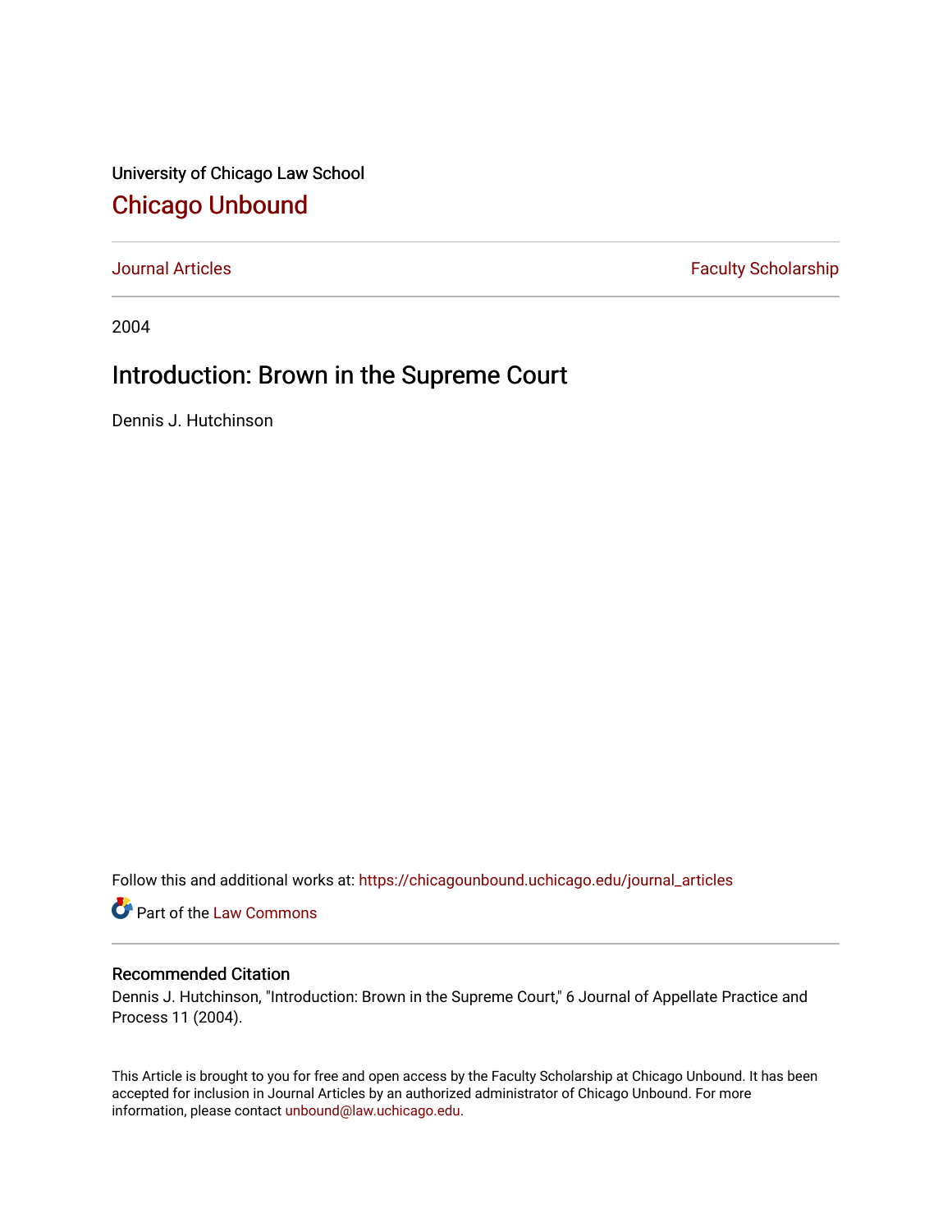University of Chicago Law School

# Chicago Unbound

Journal Articles | Faculty Scholarship

2004

## Introduction: Brown in the Supreme Court

Dennis J. Hutchinson

Follow this and additional works at: https://chicagounbound.uchicago.edu/journal_articles

Part of the Law Commons

### Recommended Citation

Dennis J. Hutchinson, "Introduction: Brown in the Supreme Court," 6 Journal of Appellate Practice and Process 11 (2004).

This Article is brought to you for free and open access by the Faculty Scholarship at Chicago Unbound. It has been accepted for inclusion in Journal Articles by an authorized administrator of Chicago Unbound. For more information, please contact unbound@law.uchicago.edu.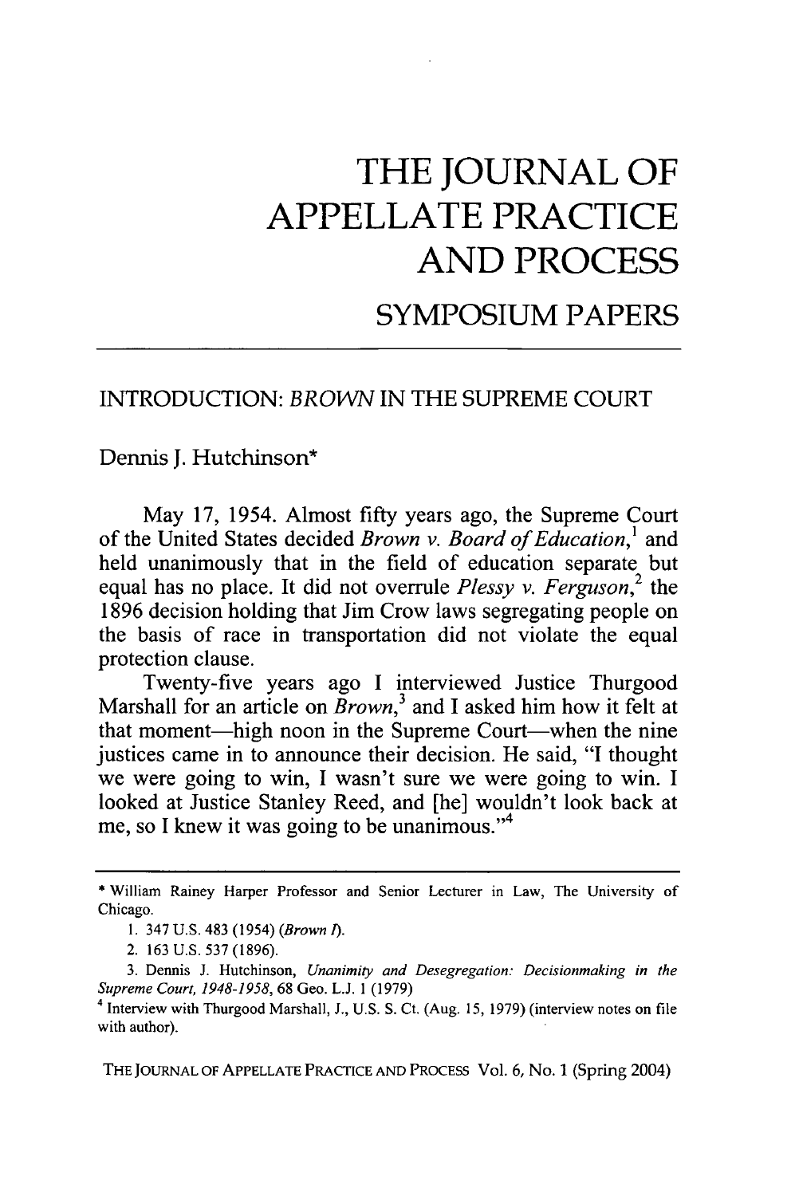# THE JOURNAL OF APPELLATE PRACTICE AND PROCESS

## SYMPOSIUM PAPERS

### INTRODUCTION: *BROWN* IN THE SUPREME COURT

Dennis J. Hutchinson*

May 17, 1954. Almost fifty years ago, the Supreme Court of the United States decided *Brown v. Board of Education*,[1] and held unanimously that in the field of education separate but equal has no place. It did not overrule *Plessy v. Ferguson*,[2] the 1896 decision holding that Jim Crow laws segregating people on the basis of race in transportation did not violate the equal protection clause.

Twenty-five years ago I interviewed Justice Thurgood Marshall for an article on *Brown*,[3] and I asked him how it felt at that moment—high noon in the Supreme Court—when the nine justices came in to announce their decision. He said, "I thought we were going to win, I wasn't sure we were going to win. I looked at Justice Stanley Reed, and [he] wouldn't look back at me, so I knew it was going to be unanimous."[4]

---

\* William Rainey Harper Professor and Senior Lecturer in Law, The University of Chicago.

1. 347 U.S. 483 (1954) (*Brown I*).

2. 163 U.S. 537 (1896).

3. Dennis J. Hutchinson, *Unanimity and Desegregation: Decisionmaking in the Supreme Court, 1948-1958*, 68 Geo. L.J. 1 (1979)

4. Interview with Thurgood Marshall, J., U.S. S. Ct. (Aug. 15, 1979) (interview notes on file with author).

THE JOURNAL OF APPELLATE PRACTICE AND PROCESS Vol. 6, No. 1 (Spring 2004)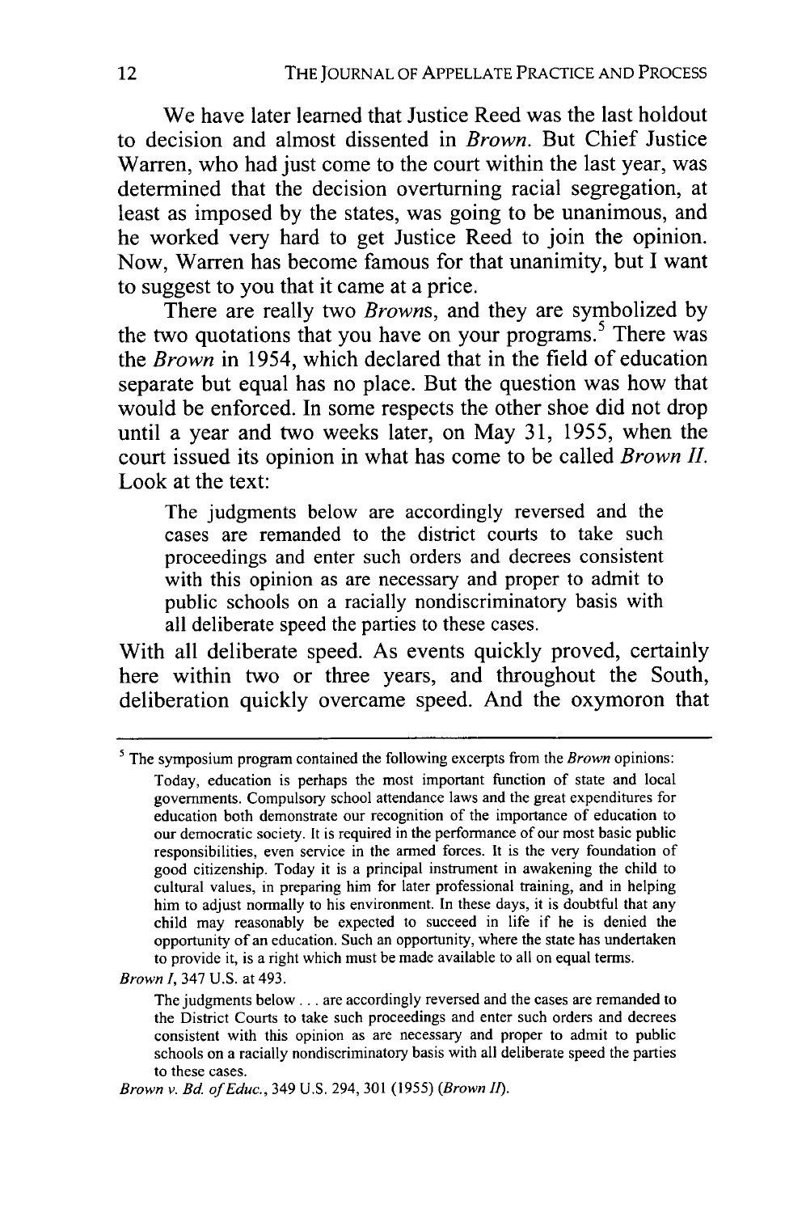We have later learned that Justice Reed was the last holdout to decision and almost dissented in *Brown*. But Chief Justice Warren, who had just come to the court within the last year, was determined that the decision overturning racial segregation, at least as imposed by the states, was going to be unanimous, and he worked very hard to get Justice Reed to join the opinion. Now, Warren has become famous for that unanimity, but I want to suggest to you that it came at a price.

There are really two *Browns*, and they are symbolized by the two quotations that you have on your programs.[5] There was the *Brown* in 1954, which declared that in the field of education separate but equal has no place. But the question was how that would be enforced. In some respects the other shoe did not drop until a year and two weeks later, on May 31, 1955, when the court issued its opinion in what has come to be called *Brown II*. Look at the text:

> The judgments below are accordingly reversed and the cases are remanded to the district courts to take such proceedings and enter such orders and decrees consistent with this opinion as are necessary and proper to admit to public schools on a racially nondiscriminatory basis with all deliberate speed the parties to these cases.

With all deliberate speed. As events quickly proved, certainly here within two or three years, and throughout the South, deliberation quickly overcame speed. And the oxymoron that

---

[5] The symposium program contained the following excerpts from the *Brown* opinions:

> Today, education is perhaps the most important function of state and local governments. Compulsory school attendance laws and the great expenditures for education both demonstrate our recognition of the importance of education to our democratic society. It is required in the performance of our most basic public responsibilities, even service in the armed forces. It is the very foundation of good citizenship. Today it is a principal instrument in awakening the child to cultural values, in preparing him for later professional training, and in helping him to adjust normally to his environment. In these days, it is doubtful that any child may reasonably be expected to succeed in life if he is denied the opportunity of an education. Such an opportunity, where the state has undertaken to provide it, is a right which must be made available to all on equal terms.

*Brown I*, 347 U.S. at 493.

> The judgments below . . . are accordingly reversed and the cases are remanded to the District Courts to take such proceedings and enter such orders and decrees consistent with this opinion as are necessary and proper to admit to public schools on a racially nondiscriminatory basis with all deliberate speed the parties to these cases.

*Brown v. Bd. of Educ.*, 349 U.S. 294, 301 (1955) (*Brown II*).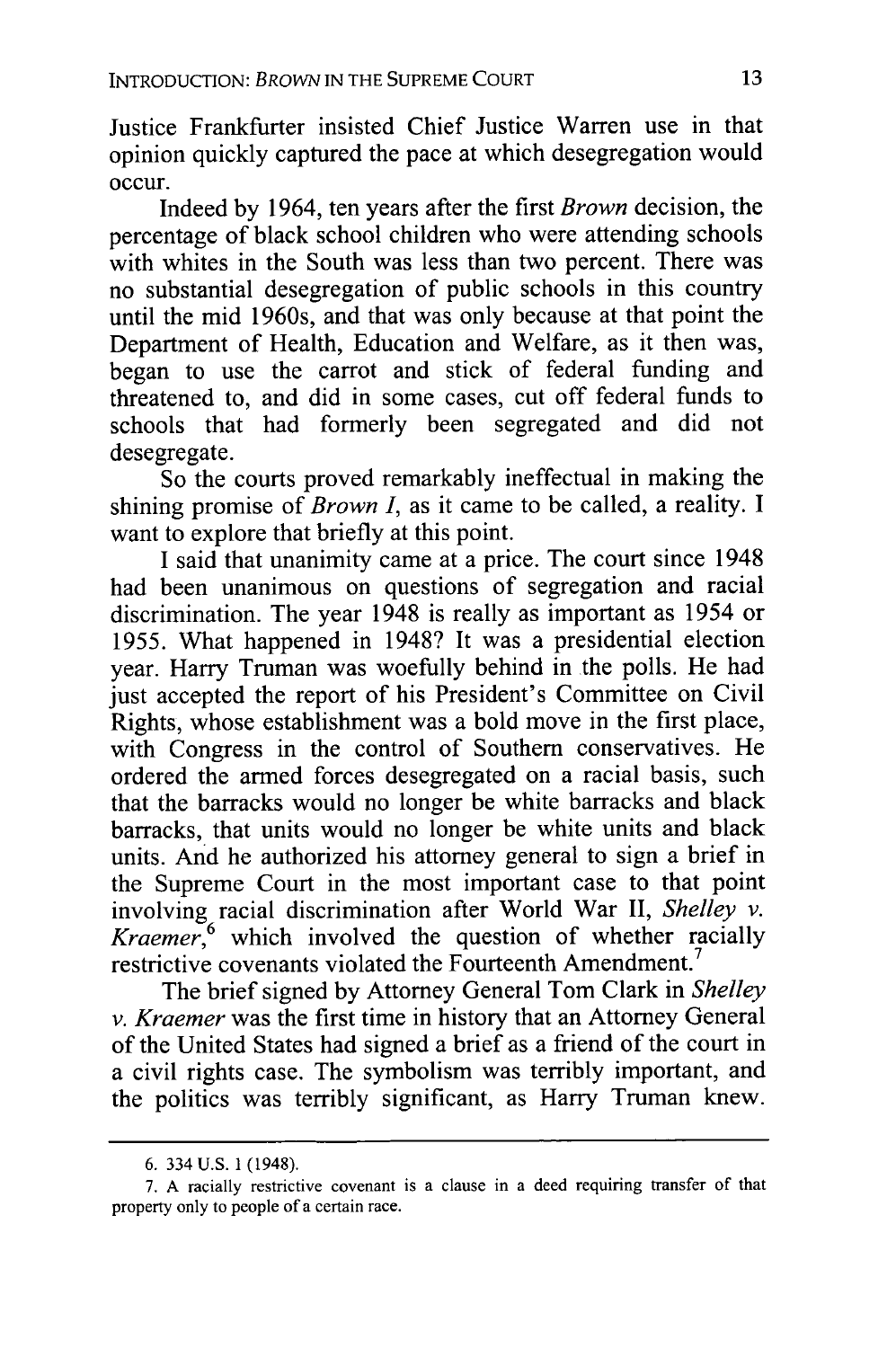Justice Frankfurter insisted Chief Justice Warren use in that opinion quickly captured the pace at which desegregation would occur.

Indeed by 1964, ten years after the first *Brown* decision, the percentage of black school children who were attending schools with whites in the South was less than two percent. There was no substantial desegregation of public schools in this country until the mid 1960s, and that was only because at that point the Department of Health, Education and Welfare, as it then was, began to use the carrot and stick of federal funding and threatened to, and did in some cases, cut off federal funds to schools that had formerly been segregated and did not desegregate.

So the courts proved remarkably ineffectual in making the shining promise of *Brown I*, as it came to be called, a reality. I want to explore that briefly at this point.

I said that unanimity came at a price. The court since 1948 had been unanimous on questions of segregation and racial discrimination. The year 1948 is really as important as 1954 or 1955. What happened in 1948? It was a presidential election year. Harry Truman was woefully behind in the polls. He had just accepted the report of his President's Committee on Civil Rights, whose establishment was a bold move in the first place, with Congress in the control of Southern conservatives. He ordered the armed forces desegregated on a racial basis, such that the barracks would no longer be white barracks and black barracks, that units would no longer be white units and black units. And he authorized his attorney general to sign a brief in the Supreme Court in the most important case to that point involving racial discrimination after World War II, *Shelley v. Kraemer*,[6] which involved the question of whether racially restrictive covenants violated the Fourteenth Amendment.[7]

The brief signed by Attorney General Tom Clark in *Shelley v. Kraemer* was the first time in history that an Attorney General of the United States had signed a brief as a friend of the court in a civil rights case. The symbolism was terribly important, and the politics was terribly significant, as Harry Truman knew.

---

6. 334 U.S. 1 (1948).

7. A racially restrictive covenant is a clause in a deed requiring transfer of that property only to people of a certain race.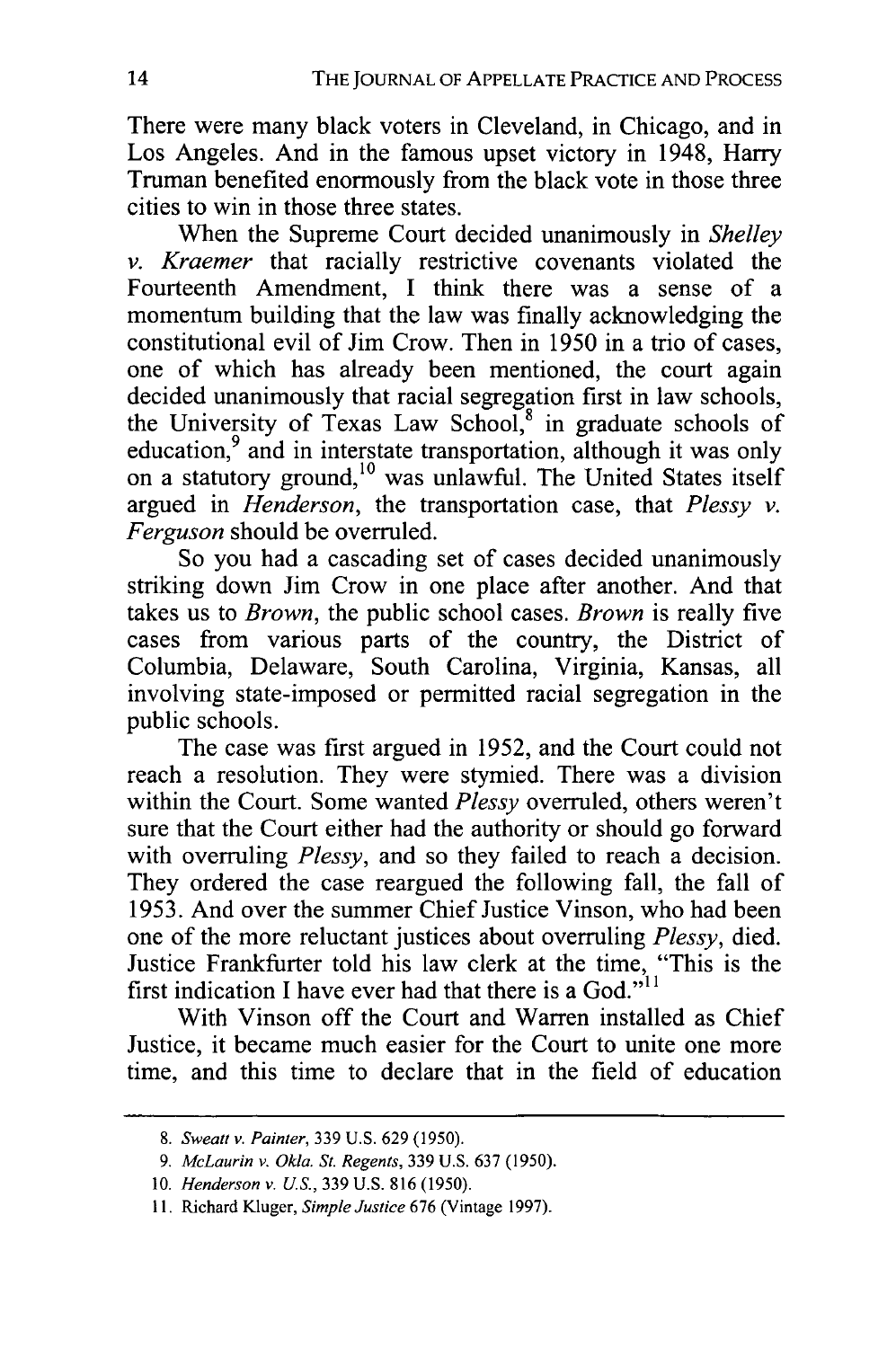There were many black voters in Cleveland, in Chicago, and in Los Angeles. And in the famous upset victory in 1948, Harry Truman benefited enormously from the black vote in those three cities to win in those three states.

When the Supreme Court decided unanimously in *Shelley v. Kraemer* that racially restrictive covenants violated the Fourteenth Amendment, I think there was a sense of a momentum building that the law was finally acknowledging the constitutional evil of Jim Crow. Then in 1950 in a trio of cases, one of which has already been mentioned, the court again decided unanimously that racial segregation first in law schools, the University of Texas Law School,[8] in graduate schools of education,[9] and in interstate transportation, although it was only on a statutory ground,[10] was unlawful. The United States itself argued in *Henderson*, the transportation case, that *Plessy v. Ferguson* should be overruled.

So you had a cascading set of cases decided unanimously striking down Jim Crow in one place after another. And that takes us to *Brown*, the public school cases. *Brown* is really five cases from various parts of the country, the District of Columbia, Delaware, South Carolina, Virginia, Kansas, all involving state-imposed or permitted racial segregation in the public schools.

The case was first argued in 1952, and the Court could not reach a resolution. They were stymied. There was a division within the Court. Some wanted *Plessy* overruled, others weren't sure that the Court either had the authority or should go forward with overruling *Plessy*, and so they failed to reach a decision. They ordered the case reargued the following fall, the fall of 1953. And over the summer Chief Justice Vinson, who had been one of the more reluctant justices about overruling *Plessy*, died. Justice Frankfurter told his law clerk at the time, "This is the first indication I have ever had that there is a God."[11]

With Vinson off the Court and Warren installed as Chief Justice, it became much easier for the Court to unite one more time, and this time to declare that in the field of education

---

8. *Sweatt v. Painter*, 339 U.S. 629 (1950).

9. *McLaurin v. Okla. St. Regents*, 339 U.S. 637 (1950).

10. *Henderson v. U.S.*, 339 U.S. 816 (1950).

11. Richard Kluger, *Simple Justice* 676 (Vintage 1997).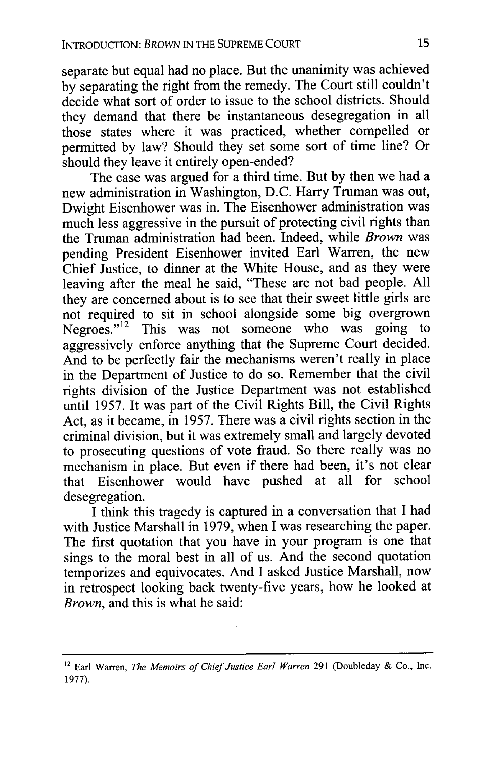separate but equal had no place. But the unanimity was achieved by separating the right from the remedy. The Court still couldn't decide what sort of order to issue to the school districts. Should they demand that there be instantaneous desegregation in all those states where it was practiced, whether compelled or permitted by law? Should they set some sort of time line? Or should they leave it entirely open-ended?

The case was argued for a third time. But by then we had a new administration in Washington, D.C. Harry Truman was out, Dwight Eisenhower was in. The Eisenhower administration was much less aggressive in the pursuit of protecting civil rights than the Truman administration had been. Indeed, while *Brown* was pending President Eisenhower invited Earl Warren, the new Chief Justice, to dinner at the White House, and as they were leaving after the meal he said, "These are not bad people. All they are concerned about is to see that their sweet little girls are not required to sit in school alongside some big overgrown Negroes."[12] This was not someone who was going to aggressively enforce anything that the Supreme Court decided. And to be perfectly fair the mechanisms weren't really in place in the Department of Justice to do so. Remember that the civil rights division of the Justice Department was not established until 1957. It was part of the Civil Rights Bill, the Civil Rights Act, as it became, in 1957. There was a civil rights section in the criminal division, but it was extremely small and largely devoted to prosecuting questions of vote fraud. So there really was no mechanism in place. But even if there had been, it's not clear that Eisenhower would have pushed at all for school desegregation.

I think this tragedy is captured in a conversation that I had with Justice Marshall in 1979, when I was researching the paper. The first quotation that you have in your program is one that sings to the moral best in all of us. And the second quotation temporizes and equivocates. And I asked Justice Marshall, now in retrospect looking back twenty-five years, how he looked at *Brown*, and this is what he said:

---

[12] Earl Warren, *The Memoirs of Chief Justice Earl Warren* 291 (Doubleday & Co., Inc. 1977).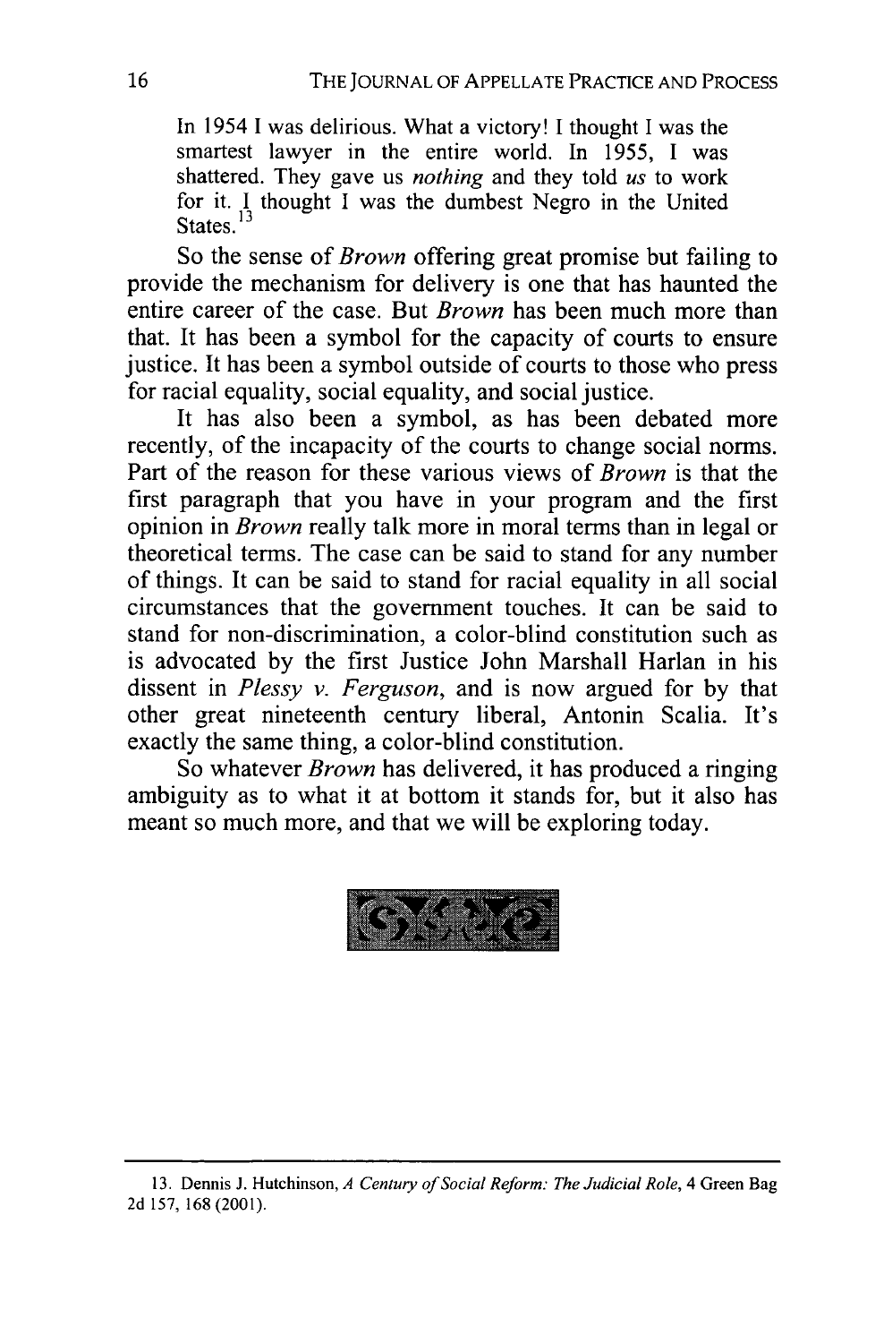> In 1954 I was delirious. What a victory! I thought I was the smartest lawyer in the entire world. In 1955, I was shattered. They gave us *nothing* and they told *us* to work for it. I thought I was the dumbest Negro in the United States.[13]

So the sense of *Brown* offering great promise but failing to provide the mechanism for delivery is one that has haunted the entire career of the case. But *Brown* has been much more than that. It has been a symbol for the capacity of courts to ensure justice. It has been a symbol outside of courts to those who press for racial equality, social equality, and social justice.

It has also been a symbol, as has been debated more recently, of the incapacity of the courts to change social norms. Part of the reason for these various views of *Brown* is that the first paragraph that you have in your program and the first opinion in *Brown* really talk more in moral terms than in legal or theoretical terms. The case can be said to stand for any number of things. It can be said to stand for racial equality in all social circumstances that the government touches. It can be said to stand for non-discrimination, a color-blind constitution such as is advocated by the first Justice John Marshall Harlan in his dissent in *Plessy v. Ferguson*, and is now argued for by that other great nineteenth century liberal, Antonin Scalia. It's exactly the same thing, a color-blind constitution.

So whatever *Brown* has delivered, it has produced a ringing ambiguity as to what it at bottom it stands for, but it also has meant so much more, and that we will be exploring today.

---

13. Dennis J. Hutchinson, *A Century of Social Reform: The Judicial Role*, 4 Green Bag 2d 157, 168 (2001).